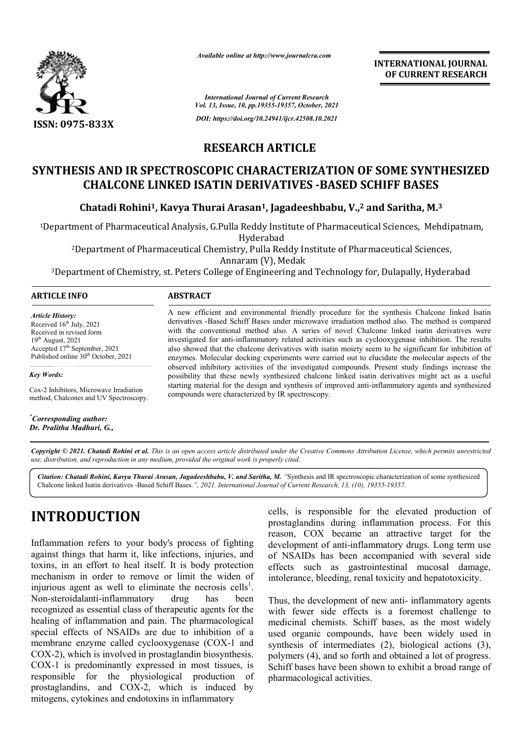Available online at http://www.journalcra.com

INTERNATIONAL JOURNAL OF CURRENT RESEARCH

ISSN: 0975-833X

DOI: https://doi.org/10.24941/ijcr.42508.10.2021

## RESEARCH ARTICLE

# SYNTHESIS AND IR SPECTROSCOPIC CHARACTERIZATION OF SOME SYNTHESIZED CHALCONE LINKED ISATIN DERIVATIVES -BASED SCHIFF BASES

**Chatadi Rohini[1], Kavya Thurai Arasan[1], Jagadeeshbabu, V.,[2] and Saritha, M.[3]**

[1]Department of Pharmaceutical Analysis, G.Pulla Reddy Institute of Pharmaceutical Sciences, Mehdipatnam, Hyderabad

[2]Department of Pharmaceutical Chemistry, Pulla Reddy Institute of Pharmaceutical Sciences, Annaram (V), Medak

[3]Department of Chemistry, st. Peters College of Engineering and Technology for, Dulapally, Hyderabad

**ARTICLE INFO**

*Article History:*

Received 16[th] July, 2021
Received in revised form
19[th] August, 2021
Accepted 17[th] September, 2021
Published online 30[th] October, 2021

*Key Words:*

Cox-2 Inhibitors, Microwave Irradiation method, Chalcones and UV Spectroscopy.

*Corresponding author:*
*Dr. Pralitha Madhuri, G.,*

**ABSTRACT**

A new efficient and environmental friendly procedure for the synthesis Chalcone linked Isatin derivatives -Based Schiff Bases under microwave irradiation method also. The method is compared with the conventional method also. A series of novel Chalcone linked isatin derivatives were investigated for anti-inflammatory related activities such as cyclooxygenase inhibition. The results also showed that the chalcone derivatives with isatin moiety seem to be significant for inhibition of enzymes. Molecular docking experiments were carried out to elucidate the molecular aspects of the observed inhibitory activities of the investigated compounds. Present study findings increase the possibility that these newly synthesized chalcone linked isatin derivatives might act as a useful starting material for the design and synthesis of improved anti-inflammatory agents and synthesized compounds were characterized by IR spectroscopy.

*Copyright © 2021. Chatadi Rohini et al. This is an open access article distributed under the Creative Commons Attribution License, which permits unrestricted use, distribution, and reproduction in any medium, provided the original work is properly cited.*

***Citation:*** *Chatadi Rohini, Kavya Thurai Arasan, Jagadeeshbabu, V. and Saritha, M. "Synthesis and IR spectroscopic characterization of some synthesized Chalcone linked Isatin derivatives -Based Schiff Bases.", 2021. International Journal of Current Research, 13, (10), 19355-19357.*

# INTRODUCTION

Inflammation refers to your body's process of fighting against things that harm it, like infections, injuries, and toxins, in an effort to heal itself. It is body protection mechanism in order to remove or limit the widen of injurious agent as well to eliminate the necrosis cells[1]. Non-steroidalanti-inflammatory drug has been recognized as essential class of therapeutic agents for the healing of inflammation and pain. The pharmacological special effects of NSAIDs are due to inhibition of a membrane enzyme called cyclooxygenase (COX-1 and COX-2), which is involved in prostaglandin biosynthesis. COX-1 is predominantly expressed in most tissues, is responsible for the physiological production of prostaglandins, and COX-2, which is induced by mitogens, cytokines and endotoxins in inflammatory cells, is responsible for the elevated production of prostaglandins during inflammation process. For this reason, COX became an attractive target for the development of anti-inflammatory drugs. Long term use of NSAIDs has been accompanied with several side effects such as gastrointestinal mucosal damage, intolerance, bleeding, renal toxicity and hepatotoxicity.

Thus, the development of new anti- inflammatory agents with fewer side effects is a foremost challenge to medicinal chemists. Schiff bases, as the most widely used organic compounds, have been widely used in synthesis of intermediates (2), biological actions (3), polymers (4), and so forth and obtained a lot of progress. Schiff bases have been shown to exhibit a broad range of pharmacological activities.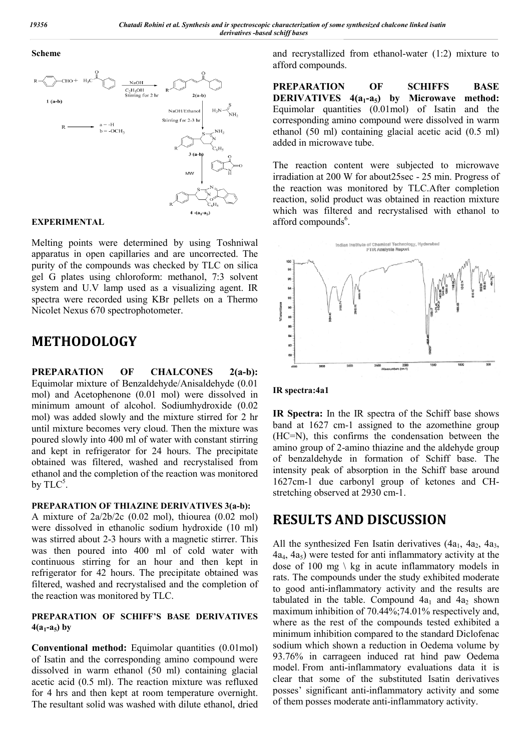**Scheme**

**EXPERIMENTAL**

Melting points were determined by using Toshniwal apparatus in open capillaries and are uncorrected. The purity of the compounds was checked by TLC on silica gel G plates using chloroform: methanol, 7:3 solvent system and U.V lamp used as a visualizing agent. IR spectra were recorded using KBr pellets on a Thermo Nicolet Nexus 670 spectrophotometer.

# METHODOLOGY

**PREPARATION OF CHALCONES 2(a-b):** Equimolar mixture of Benzaldehyde/Anisaldehyde (0.01 mol) and Acetophenone (0.01 mol) were dissolved in minimum amount of alcohol. Sodiumhydroxide (0.02 mol) was added slowly and the mixture stirred for 2 hr until mixture becomes very cloud. Then the mixture was poured slowly into 400 ml of water with constant stirring and kept in refrigerator for 24 hours. The precipitate obtained was filtered, washed and recrystalised from ethanol and the completion of the reaction was monitored by TLC[5].

**PREPARATION OF THIAZINE DERIVATIVES 3(a-b):**
A mixture of 2a/2b/2c (0.02 mol), thiourea (0.02 mol) were dissolved in ethanolic sodium hydroxide (10 ml) was stirred about 2-3 hours with a magnetic stirrer. This was then poured into 400 ml of cold water with continuous stirring for an hour and then kept in refrigerator for 42 hours. The precipitate obtained was filtered, washed and recrystalised and the completion of the reaction was monitored by TLC.

**PREPARATION OF SCHIFF'S BASE DERIVATIVES $4(a_1\text{-}a_5)$ by**

**Conventional method:** Equimolar quantities (0.01mol) of Isatin and the corresponding amino compound were dissolved in warm ethanol (50 ml) containing glacial acetic acid (0.5 ml). The reaction mixture was refluxed for 4 hrs and then kept at room temperature overnight. The resultant solid was washed with dilute ethanol, dried and recrystallized from ethanol-water (1:2) mixture to afford compounds.

**PREPARATION OF SCHIFFS BASE DERIVATIVES $4(a_1\text{-}a_5)$ by Microwave method:** Equimolar quantities (0.01mol) of Isatin and the corresponding amino compound were dissolved in warm ethanol (50 ml) containing glacial acetic acid (0.5 ml) added in microwave tube.

The reaction content were subjected to microwave irradiation at 200 W for about25sec - 25 min. Progress of the reaction was monitored by TLC.After completion reaction, solid product was obtained in reaction mixture which was filtered and recrystalised with ethanol to afford compounds[6].

**IR spectra:4a1**

**IR Spectra:** In the IR spectra of the Schiff base shows band at 1627 cm-1 assigned to the azomethine group (HC=N), this confirms the condensation between the amino group of 2-amino thiazine and the aldehyde group of benzaldehyde in formation of Schiff base. The intensity peak of absorption in the Schiff base around 1627cm-1 due carbonyl group of ketones and CH-stretching observed at 2930 cm-1.

# RESULTS AND DISCUSSION

All the synthesized Fen Isatin derivatives ($4a_1$, $4a_2$, $4a_3$, $4a_4$, $4a_5$) were tested for anti inflammatory activity at the dose of 100 mg \ kg in acute inflammatory models in rats. The compounds under the study exhibited moderate to good anti-inflammatory activity and the results are tabulated in the table. Compound $4a_1$ and $4a_2$ shown maximum inhibition of 70.44%;74.01% respectively and, where as the rest of the compounds tested exhibited a minimum inhibition compared to the standard Diclofenac sodium which shown a reduction in Oedema volume by 93.76% in carrageen induced rat hind paw Oedema model. From anti-inflammatory evaluations data it is clear that some of the substituted Isatin derivatives posses' significant anti-inflammatory activity and some of them posses moderate anti-inflammatory activity.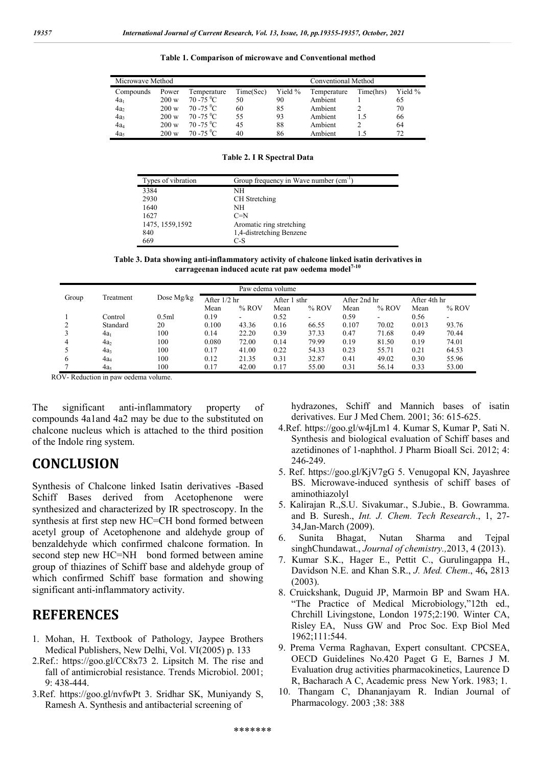**Table 1. Comparison of microwave and Conventional method**

| Microwave Method | | | | | Conventional Method | | |
|---|---|---|---|---|---|---|---|
| Compounds | Power | Temperature | Time(Sec) | Yield % | Temperature | Time(hrs) | Yield % |
| $4a_1$ | 200 w | 70 -75 $^0$C | 50 | 90 | Ambient | 1 | 65 |
| $4a_2$ | 200 w | 70 -75 $^0$C | 60 | 85 | Ambient | 2 | 70 |
| $4a_3$ | 200 w | 70 -75 $^0$C | 55 | 93 | Ambient | 1.5 | 66 |
| $4a_4$ | 200 w | 70 -75 $^0$C | 45 | 88 | Ambient | 2 | 64 |
| $4a_5$ | 200 w | 70 -75 $^0$C | 40 | 86 | Ambient | 1.5 | 72 |

**Table 2. I R Spectral Data**

| Types of vibration | Group frequency in Wave number ($cm^{-1}$) |
|---|---|
| 3384 | NH |
| 2930 | CH Stretching |
| 1640 | NH |
| 1627 | C=N |
| 1475, 1559,1592 | Aromatic ring stretching |
| 840 | 1,4-distretching Benzene |
| 669 | C-S |

**Table 3. Data showing anti-inflammatory activity of chalcone linked isatin derivatives in carrageenan induced acute rat paw oedema model[7-10]**

| Group | Treatment | Dose Mg/kg | Paw edema volume | | | | | | | |
|---|---|---|---|---|---|---|---|---|---|---|
| | | | After 1/2 hr | | After 1 sthr | | After 2nd hr | | After 4th hr | |
| | | | Mean | % ROV | Mean | % ROV | Mean | % ROV | Mean | % ROV |
| 1 | Control | 0.5ml | 0.19 | - | 0.52 | - | 0.59 | - | 0.56 | - |
| 2 | Standard | 20 | 0.100 | 43.36 | 0.16 | 66.55 | 0.107 | 70.02 | 0.013 | 93.76 |
| 3 | $4a_1$ | 100 | 0.14 | 22.20 | 0.39 | 37.33 | 0.47 | 71.68 | 0.49 | 70.44 |
| 4 | $4a_2$ | 100 | 0.080 | 72.00 | 0.14 | 79.99 | 0.19 | 81.50 | 0.19 | 74.01 |
| 5 | $4a_3$ | 100 | 0.17 | 41.00 | 0.22 | 54.33 | 0.23 | 55.71 | 0.21 | 64.53 |
| 6 | $4a_4$ | 100 | 0.12 | 21.35 | 0.31 | 32.87 | 0.41 | 49.02 | 0.30 | 55.96 |
| 7 | $4a_5$ | 100 | 0.17 | 42.00 | 0.17 | 55.00 | 0.31 | 56.14 | 0.33 | 53.00 |

ROV- Reduction in paw oedema volume.

The significant anti-inflammatory property of compounds 4a1and 4a2 may be due to the substituted on chalcone nucleus which is attached to the third position of the Indole ring system.

## CONCLUSION

Synthesis of Chalcone linked Isatin derivatives -Based Schiff Bases derived from Acetophenone were synthesized and characterized by IR spectroscopy. In the synthesis at first step new HC=CH bond formed between acetyl group of Acetophenone and aldehyde group of benzaldehyde which confirmed chalcone formation. In second step new HC=NH bond formed between amine group of thiazines of Schiff base and aldehyde group of which confirmed Schiff base formation and showing significant anti-inflammatory activity.

## REFERENCES

1. Mohan, H. Textbook of Pathology, Jaypee Brothers Medical Publishers, New Delhi, Vol. VI(2005) p. 133
2. Ref.: https://goo.gl/CC8x73 2. Lipsitch M. The rise and fall of antimicrobial resistance. Trends Microbiol. 2001; 9: 438-444.
3. Ref. https://goo.gl/nvfwPt 3. Sridhar SK, Muniyandy S, Ramesh A. Synthesis and antibacterial screening of hydrazones, Schiff and Mannich bases of isatin derivatives. Eur J Med Chem. 2001; 36: 615-625.
4. Ref. https://goo.gl/w4jLm1 4. Kumar S, Kumar P, Sati N. Synthesis and biological evaluation of Schiff bases and azetidinones of 1-naphthol. J Pharm Bioall Sci. 2012; 4: 246-249.
5. Ref. https://goo.gl/KjV7gG 5. Venugopal KN, Jayashree BS. Microwave-induced synthesis of schiff bases of aminothiazolyl
5. Kalirajan R.,S.U. Sivakumar., S.Jubie., B. Gowramma. and B. Suresh., *Int. J. Chem. Tech Research*., 1, 27-34,Jan-March (2009).
6. Sunita Bhagat, Nutan Sharma and Tejpal singhChundawat., *Journal of chemistry.,*2013, 4 (2013).
7. Kumar S.K., Hager E., Pettit C., Gurulingappa H., Davidson N.E. and Khan S.R., *J. Med. Chem*., 46**,** 2813 (2003).
8. Cruickshank, Duguid JP, Marmoin BP and Swam HA. "The Practice of Medical Microbiology,"12th ed., Chrchill Livingstone, London 1975;2:190. Winter CA, Risley EA, Nuss GW and Proc Soc. Exp Biol Med 1962;111:544.
9. Prema Verma Raghavan, Expert consultant. CPCSEA, OECD Guidelines No.420 Paget G E, Barnes J M. Evaluation drug activities pharmacokinetics, Laurence D R, Bacharach A C, Academic press New York. 1983; 1.
10. Thangam C, Dhananjayam R. Indian Journal of Pharmacology. 2003 ;38: 388

\*\*\*\*\*\*\*